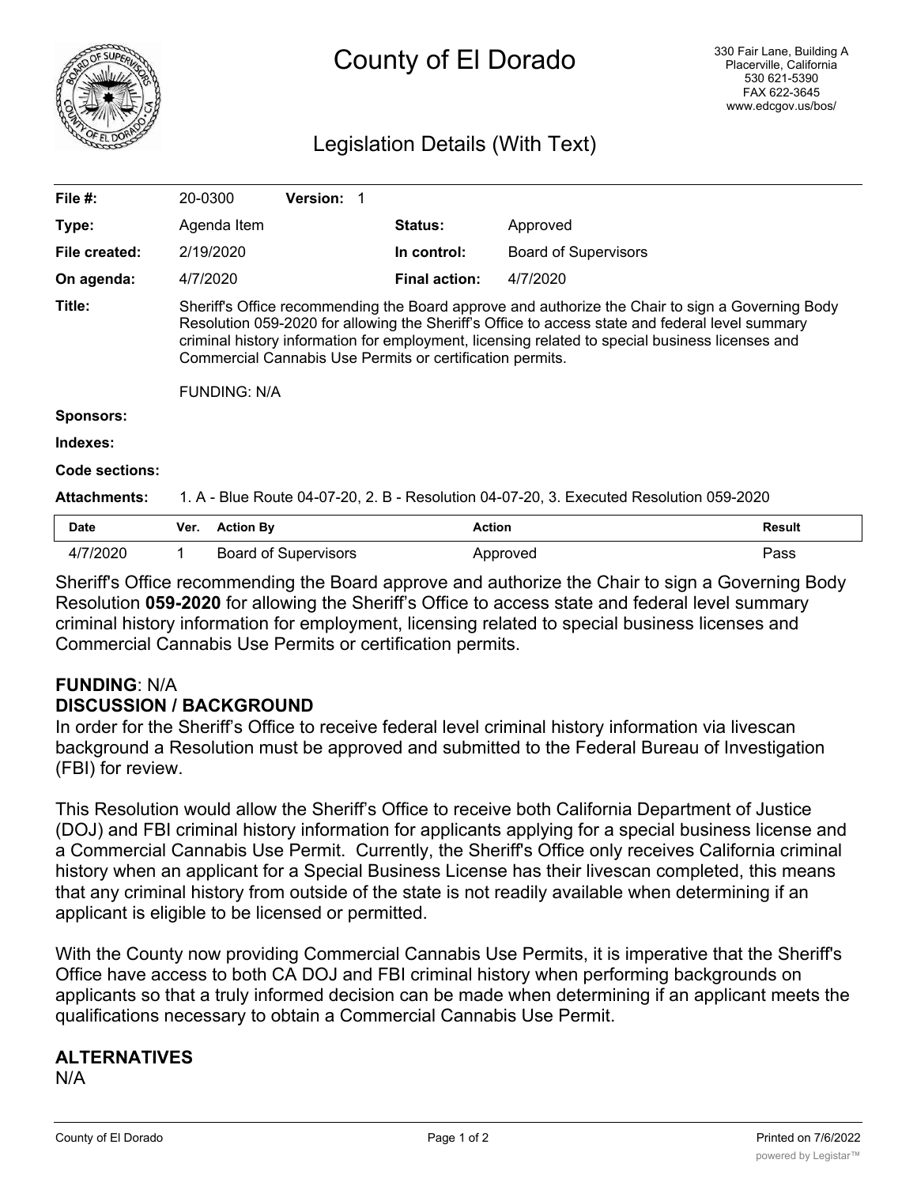# County of El Dorado

330 Fair Lane, Building A
Placerville, California
530 621-5390
FAX 622-3645
www.edcgov.us/bos/

## Legislation Details (With Text)

| | | | |
|---|---|---|---|
| **File #:** | 20-0300 **Version:** 1 | | |
| **Type:** | Agenda Item | **Status:** | Approved |
| **File created:** | 2/19/2020 | **In control:** | Board of Supervisors |
| **On agenda:** | 4/7/2020 | **Final action:** | 4/7/2020 |

**Title:** Sheriff's Office recommending the Board approve and authorize the Chair to sign a Governing Body Resolution 059-2020 for allowing the Sheriff's Office to access state and federal level summary criminal history information for employment, licensing related to special business licenses and Commercial Cannabis Use Permits or certification permits.

FUNDING: N/A

**Sponsors:**

**Indexes:**

**Code sections:**

**Attachments:** 1. A - Blue Route 04-07-20, 2. B - Resolution 04-07-20, 3. Executed Resolution 059-2020

| Date | Ver. | Action By | Action | Result |
|---|---|---|---|---|
| 4/7/2020 | 1 | Board of Supervisors | Approved | Pass |

Sheriff's Office recommending the Board approve and authorize the Chair to sign a Governing Body Resolution **059-2020** for allowing the Sheriff's Office to access state and federal level summary criminal history information for employment, licensing related to special business licenses and Commercial Cannabis Use Permits or certification permits.

**FUNDING**: N/A

**DISCUSSION / BACKGROUND**

In order for the Sheriff's Office to receive federal level criminal history information via livescan background a Resolution must be approved and submitted to the Federal Bureau of Investigation (FBI) for review.

This Resolution would allow the Sheriff's Office to receive both California Department of Justice (DOJ) and FBI criminal history information for applicants applying for a special business license and a Commercial Cannabis Use Permit. Currently, the Sheriff's Office only receives California criminal history when an applicant for a Special Business License has their livescan completed, this means that any criminal history from outside of the state is not readily available when determining if an applicant is eligible to be licensed or permitted.

With the County now providing Commercial Cannabis Use Permits, it is imperative that the Sheriff's Office have access to both CA DOJ and FBI criminal history when performing backgrounds on applicants so that a truly informed decision can be made when determining if an applicant meets the qualifications necessary to obtain a Commercial Cannabis Use Permit.

**ALTERNATIVES**

N/A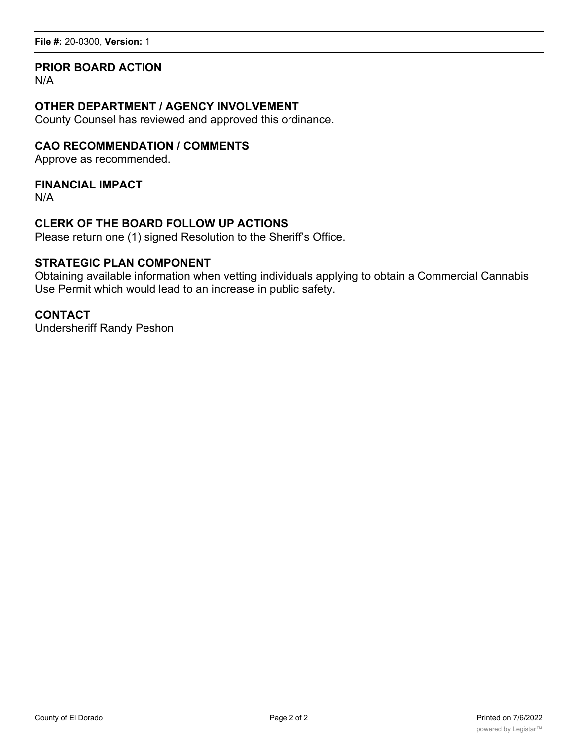## PRIOR BOARD ACTION

N/A

## OTHER DEPARTMENT / AGENCY INVOLVEMENT

County Counsel has reviewed and approved this ordinance.

## CAO RECOMMENDATION / COMMENTS

Approve as recommended.

## FINANCIAL IMPACT

N/A

## CLERK OF THE BOARD FOLLOW UP ACTIONS

Please return one (1) signed Resolution to the Sheriff's Office.

## STRATEGIC PLAN COMPONENT

Obtaining available information when vetting individuals applying to obtain a Commercial Cannabis Use Permit which would lead to an increase in public safety.

## CONTACT

Undersheriff Randy Peshon